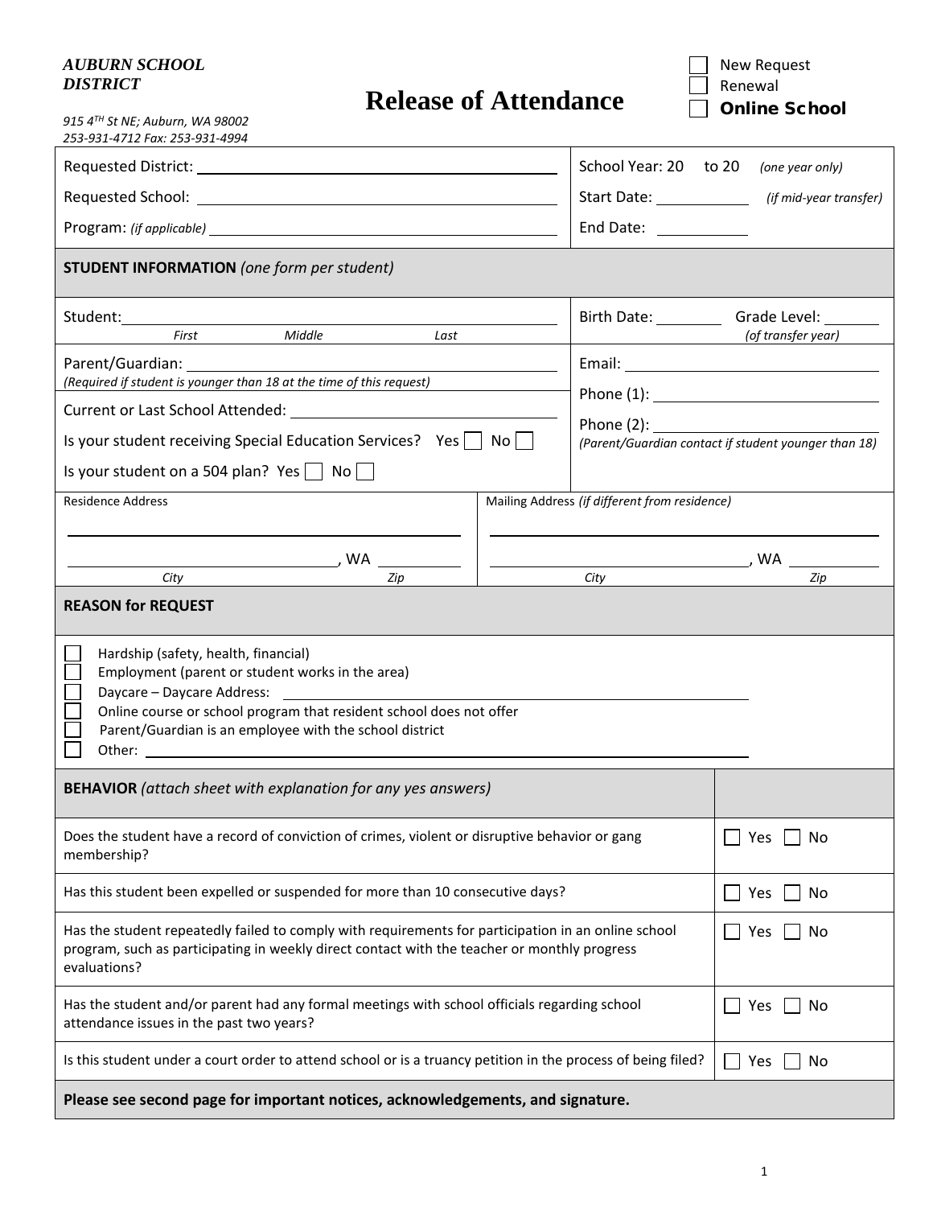*AUBURN SCHOOL DISTRICT*

*915 4TH St NE; Auburn, WA 98002*
*253-931-4712 Fax: 253-931-4994*

# Release of Attendance

☐ New Request
☐ Renewal
☐ **Online School**

| | |
|---|---|
| Requested District: ____________________ | School Year: 20 to 20 *(one year only)* |
| Requested School: ____________________ | Start Date: __________ *(if mid-year transfer)* |
| Program: *(if applicable)* ____________________ | End Date: __________ |

**STUDENT INFORMATION** *(one form per student)*

| | |
|---|---|
| Student: ____________________ (First / Middle / Last) | Birth Date: ________ Grade Level: ______ *(of transfer year)* |
| Parent/Guardian: ____________________ *(Required if student is younger than 18 at the time of this request)* | Email: ____________________ |
| Current or Last School Attended: ____________________ | Phone (1): ____________________ |
| Is your student receiving Special Education Services? Yes ☐ No ☐ | Phone (2): ____________________ *(Parent/Guardian contact if student younger than 18)* |
| Is your student on a 504 plan? Yes ☐ No ☐ | |

| Residence Address | Mailing Address *(if different from residence)* |
|---|---|
| ____________________ | ____________________ |
| __________ (City), WA __________ (Zip) | __________ (City), WA __________ (Zip) |

**REASON for REQUEST**

- ☐ Hardship (safety, health, financial)
- ☐ Employment (parent or student works in the area)
- ☐ Daycare – Daycare Address: ____________________
- ☐ Online course or school program that resident school does not offer
- ☐ Parent/Guardian is an employee with the school district
- ☐ Other: ____________________

| **BEHAVIOR** *(attach sheet with explanation for any yes answers)* | |
|---|---|
| Does the student have a record of conviction of crimes, violent or disruptive behavior or gang membership? | ☐ Yes ☐ No |
| Has this student been expelled or suspended for more than 10 consecutive days? | ☐ Yes ☐ No |
| Has the student repeatedly failed to comply with requirements for participation in an online school program, such as participating in weekly direct contact with the teacher or monthly progress evaluations? | ☐ Yes ☐ No |
| Has the student and/or parent had any formal meetings with school officials regarding school attendance issues in the past two years? | ☐ Yes ☐ No |
| Is this student under a court order to attend school or is a truancy petition in the process of being filed? | ☐ Yes ☐ No |

**Please see second page for important notices, acknowledgements, and signature.**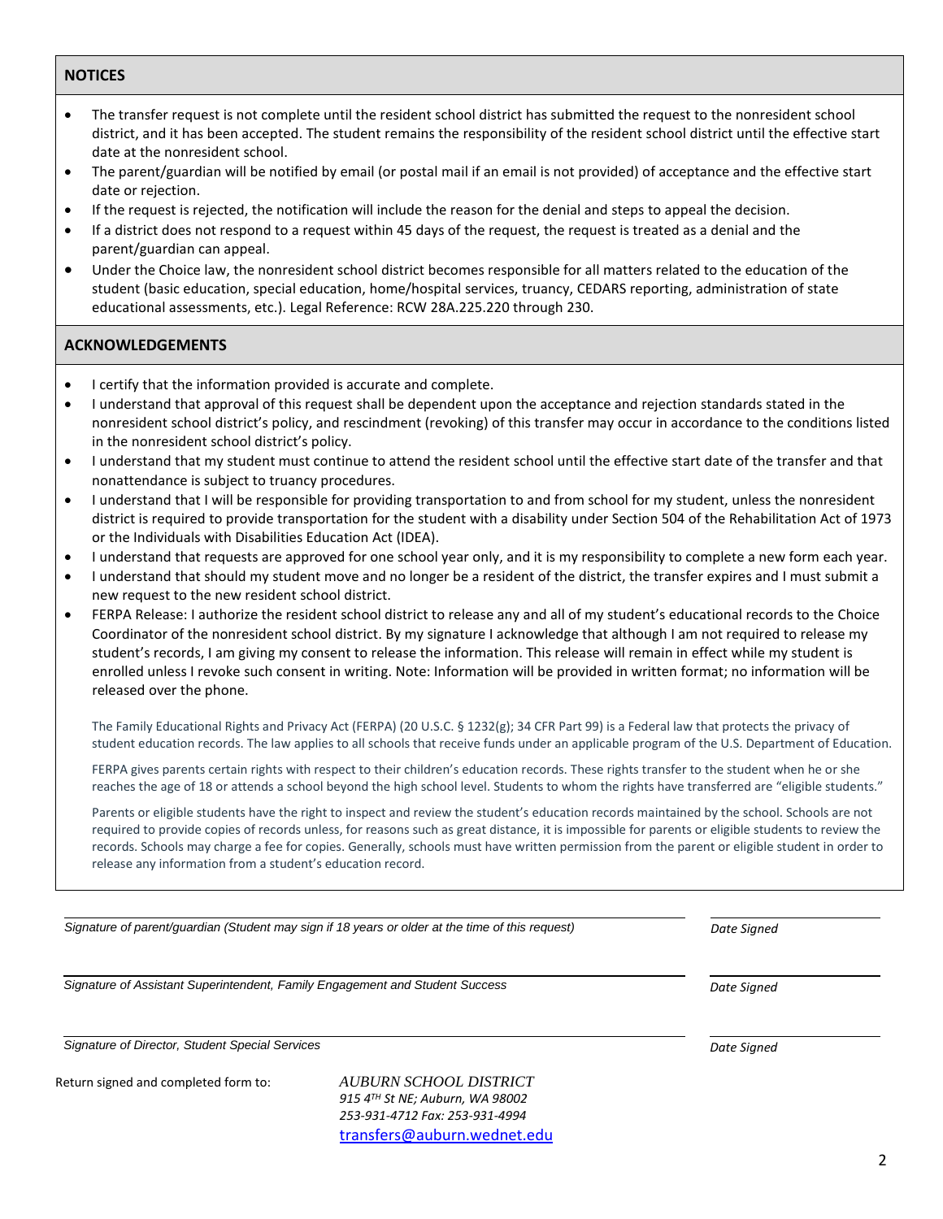## NOTICES

- The transfer request is not complete until the resident school district has submitted the request to the nonresident school district, and it has been accepted. The student remains the responsibility of the resident school district until the effective start date at the nonresident school.
- The parent/guardian will be notified by email (or postal mail if an email is not provided) of acceptance and the effective start date or rejection.
- If the request is rejected, the notification will include the reason for the denial and steps to appeal the decision.
- If a district does not respond to a request within 45 days of the request, the request is treated as a denial and the parent/guardian can appeal.
- Under the Choice law, the nonresident school district becomes responsible for all matters related to the education of the student (basic education, special education, home/hospital services, truancy, CEDARS reporting, administration of state educational assessments, etc.). Legal Reference: RCW 28A.225.220 through 230.

## ACKNOWLEDGEMENTS

- I certify that the information provided is accurate and complete.
- I understand that approval of this request shall be dependent upon the acceptance and rejection standards stated in the nonresident school district's policy, and rescindment (revoking) of this transfer may occur in accordance to the conditions listed in the nonresident school district's policy.
- I understand that my student must continue to attend the resident school until the effective start date of the transfer and that nonattendance is subject to truancy procedures.
- I understand that I will be responsible for providing transportation to and from school for my student, unless the nonresident district is required to provide transportation for the student with a disability under Section 504 of the Rehabilitation Act of 1973 or the Individuals with Disabilities Education Act (IDEA).
- I understand that requests are approved for one school year only, and it is my responsibility to complete a new form each year.
- I understand that should my student move and no longer be a resident of the district, the transfer expires and I must submit a new request to the new resident school district.
- FERPA Release: I authorize the resident school district to release any and all of my student's educational records to the Choice Coordinator of the nonresident school district. By my signature I acknowledge that although I am not required to release my student's records, I am giving my consent to release the information. This release will remain in effect while my student is enrolled unless I revoke such consent in writing. Note: Information will be provided in written format; no information will be released over the phone.

The Family Educational Rights and Privacy Act (FERPA) (20 U.S.C. § 1232(g); 34 CFR Part 99) is a Federal law that protects the privacy of student education records. The law applies to all schools that receive funds under an applicable program of the U.S. Department of Education.

FERPA gives parents certain rights with respect to their children's education records. These rights transfer to the student when he or she reaches the age of 18 or attends a school beyond the high school level. Students to whom the rights have transferred are "eligible students."

Parents or eligible students have the right to inspect and review the student's education records maintained by the school. Schools are not required to provide copies of records unless, for reasons such as great distance, it is impossible for parents or eligible students to review the records. Schools may charge a fee for copies. Generally, schools must have written permission from the parent or eligible student in order to release any information from a student's education record.

_______________________________________________ _______________

*Signature of parent/guardian (Student may sign if 18 years or older at the time of this request)* *Date Signed*

_______________________________________________ _______________

*Signature of Assistant Superintendent, Family Engagement and Student Success* *Date Signed*

_______________________________________________ _______________

*Signature of Director, Student Special Services* *Date Signed*

Return signed and completed form to:

*AUBURN SCHOOL DISTRICT*
*915 4TH St NE; Auburn, WA 98002*
*253-931-4712 Fax: 253-931-4994*
transfers@auburn.wednet.edu